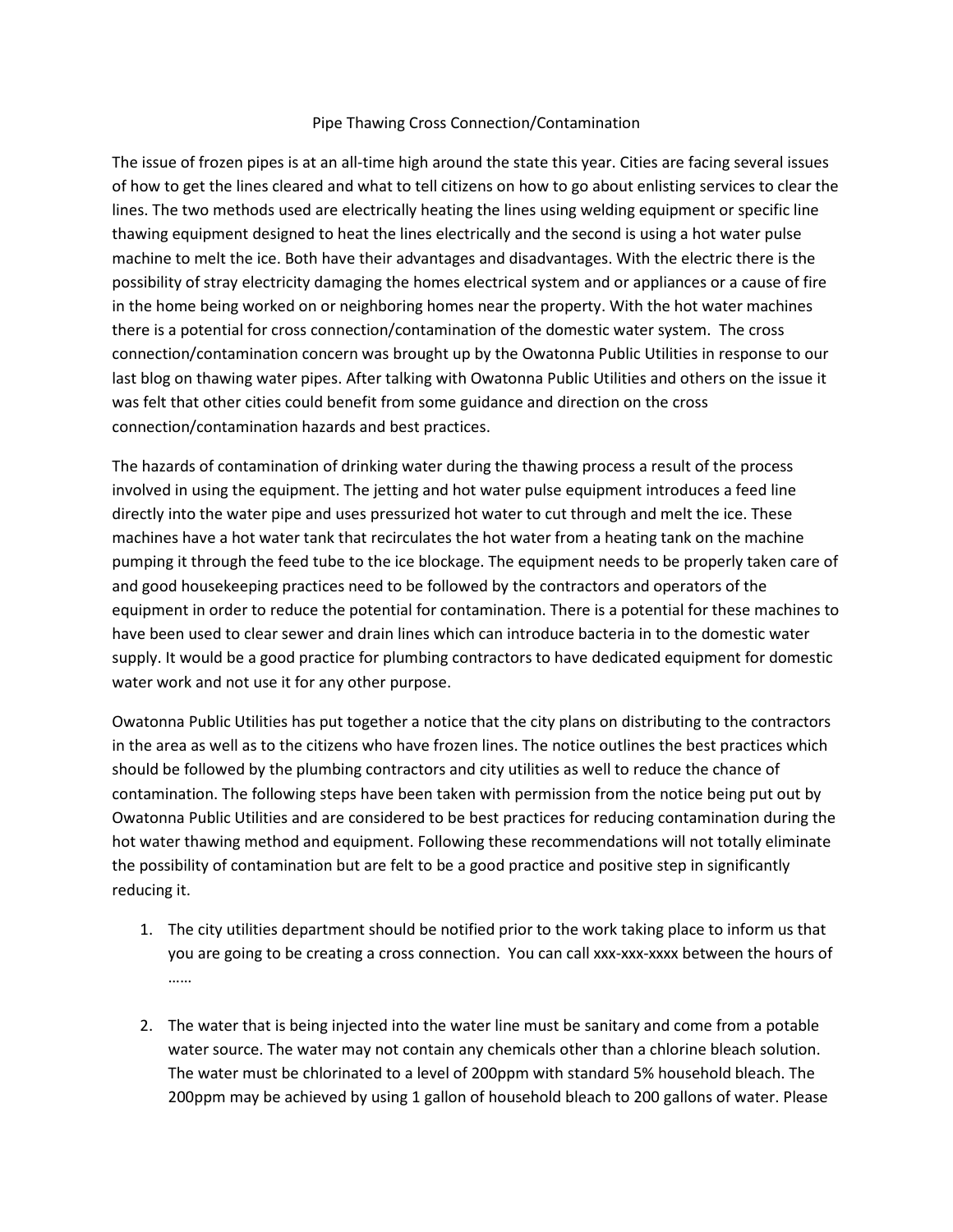# Pipe Thawing Cross Connection/Contamination

The issue of frozen pipes is at an all-time high around the state this year. Cities are facing several issues of how to get the lines cleared and what to tell citizens on how to go about enlisting services to clear the lines. The two methods used are electrically heating the lines using welding equipment or specific line thawing equipment designed to heat the lines electrically and the second is using a hot water pulse machine to melt the ice. Both have their advantages and disadvantages. With the electric there is the possibility of stray electricity damaging the homes electrical system and or appliances or a cause of fire in the home being worked on or neighboring homes near the property. With the hot water machines there is a potential for cross connection/contamination of the domestic water system. The cross connection/contamination concern was brought up by the Owatonna Public Utilities in response to our last blog on thawing water pipes. After talking with Owatonna Public Utilities and others on the issue it was felt that other cities could benefit from some guidance and direction on the cross connection/contamination hazards and best practices.

The hazards of contamination of drinking water during the thawing process a result of the process involved in using the equipment. The jetting and hot water pulse equipment introduces a feed line directly into the water pipe and uses pressurized hot water to cut through and melt the ice. These machines have a hot water tank that recirculates the hot water from a heating tank on the machine pumping it through the feed tube to the ice blockage. The equipment needs to be properly taken care of and good housekeeping practices need to be followed by the contractors and operators of the equipment in order to reduce the potential for contamination. There is a potential for these machines to have been used to clear sewer and drain lines which can introduce bacteria in to the domestic water supply. It would be a good practice for plumbing contractors to have dedicated equipment for domestic water work and not use it for any other purpose.

Owatonna Public Utilities has put together a notice that the city plans on distributing to the contractors in the area as well as to the citizens who have frozen lines. The notice outlines the best practices which should be followed by the plumbing contractors and city utilities as well to reduce the chance of contamination. The following steps have been taken with permission from the notice being put out by Owatonna Public Utilities and are considered to be best practices for reducing contamination during the hot water thawing method and equipment. Following these recommendations will not totally eliminate the possibility of contamination but are felt to be a good practice and positive step in significantly reducing it.

1. The city utilities department should be notified prior to the work taking place to inform us that you are going to be creating a cross connection. You can call xxx-xxx-xxxx between the hours of ……

2. The water that is being injected into the water line must be sanitary and come from a potable water source. The water may not contain any chemicals other than a chlorine bleach solution. The water must be chlorinated to a level of 200ppm with standard 5% household bleach. The 200ppm may be achieved by using 1 gallon of household bleach to 200 gallons of water. Please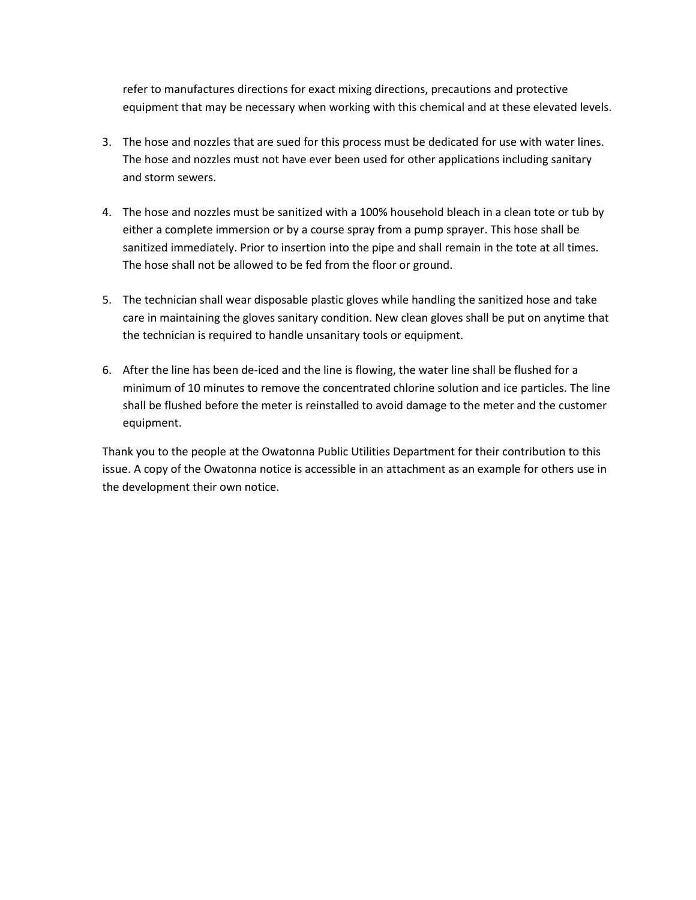refer to manufactures directions for exact mixing directions, precautions and protective equipment that may be necessary when working with this chemical and at these elevated levels.

3. The hose and nozzles that are sued for this process must be dedicated for use with water lines. The hose and nozzles must not have ever been used for other applications including sanitary and storm sewers.

4. The hose and nozzles must be sanitized with a 100% household bleach in a clean tote or tub by either a complete immersion or by a course spray from a pump sprayer. This hose shall be sanitized immediately. Prior to insertion into the pipe and shall remain in the tote at all times. The hose shall not be allowed to be fed from the floor or ground.

5. The technician shall wear disposable plastic gloves while handling the sanitized hose and take care in maintaining the gloves sanitary condition. New clean gloves shall be put on anytime that the technician is required to handle unsanitary tools or equipment.

6. After the line has been de-iced and the line is flowing, the water line shall be flushed for a minimum of 10 minutes to remove the concentrated chlorine solution and ice particles. The line shall be flushed before the meter is reinstalled to avoid damage to the meter and the customer equipment.

Thank you to the people at the Owatonna Public Utilities Department for their contribution to this issue. A copy of the Owatonna notice is accessible in an attachment as an example for others use in the development their own notice.